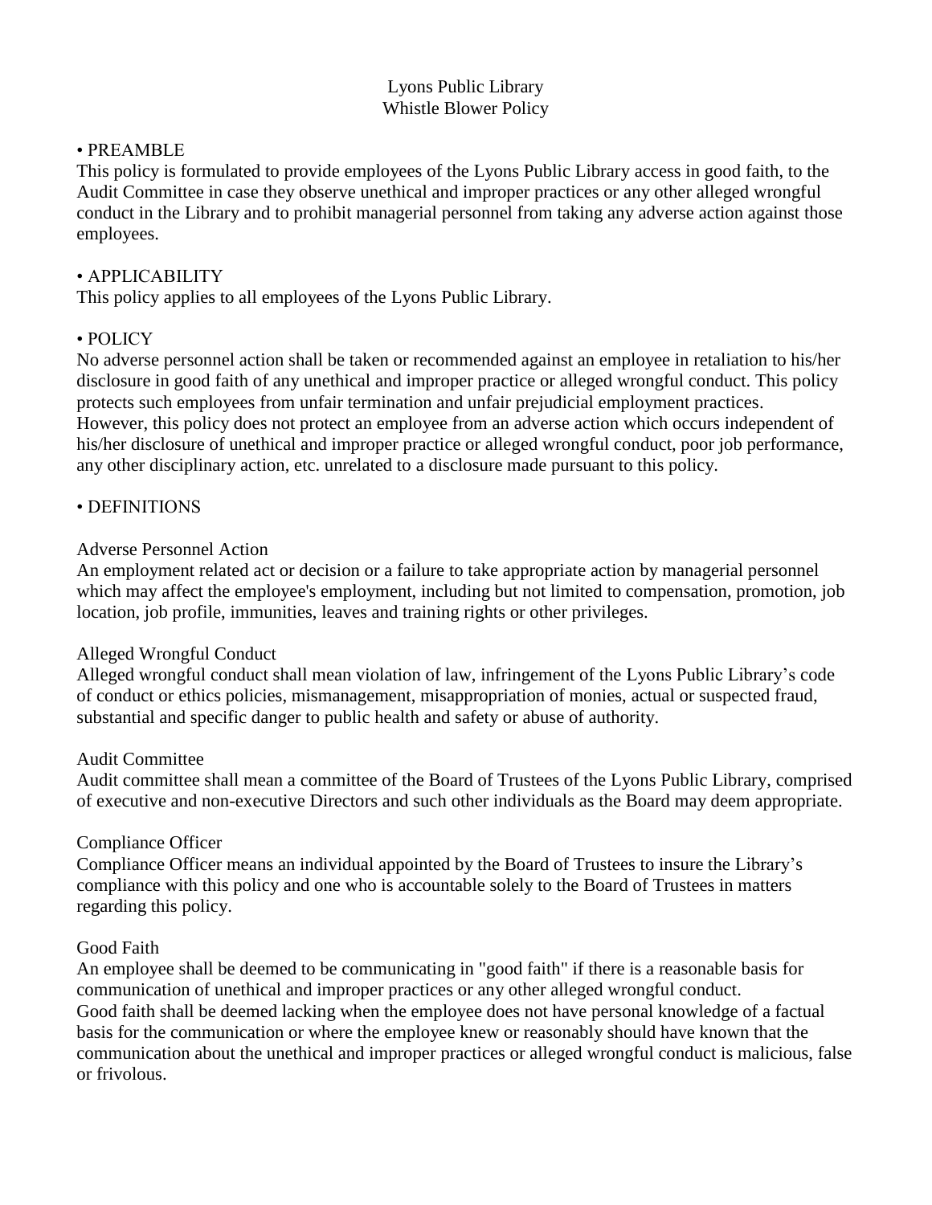# Lyons Public Library
## Whistle Blower Policy

## • PREAMBLE

This policy is formulated to provide employees of the Lyons Public Library access in good faith, to the Audit Committee in case they observe unethical and improper practices or any other alleged wrongful conduct in the Library and to prohibit managerial personnel from taking any adverse action against those employees.

## • APPLICABILITY

This policy applies to all employees of the Lyons Public Library.

## • POLICY

No adverse personnel action shall be taken or recommended against an employee in retaliation to his/her disclosure in good faith of any unethical and improper practice or alleged wrongful conduct. This policy protects such employees from unfair termination and unfair prejudicial employment practices.
However, this policy does not protect an employee from an adverse action which occurs independent of his/her disclosure of unethical and improper practice or alleged wrongful conduct, poor job performance, any other disciplinary action, etc. unrelated to a disclosure made pursuant to this policy.

## • DEFINITIONS

### Adverse Personnel Action

An employment related act or decision or a failure to take appropriate action by managerial personnel which may affect the employee's employment, including but not limited to compensation, promotion, job location, job profile, immunities, leaves and training rights or other privileges.

### Alleged Wrongful Conduct

Alleged wrongful conduct shall mean violation of law, infringement of the Lyons Public Library's code of conduct or ethics policies, mismanagement, misappropriation of monies, actual or suspected fraud, substantial and specific danger to public health and safety or abuse of authority.

### Audit Committee

Audit committee shall mean a committee of the Board of Trustees of the Lyons Public Library, comprised of executive and non-executive Directors and such other individuals as the Board may deem appropriate.

### Compliance Officer

Compliance Officer means an individual appointed by the Board of Trustees to insure the Library's compliance with this policy and one who is accountable solely to the Board of Trustees in matters regarding this policy.

### Good Faith

An employee shall be deemed to be communicating in "good faith" if there is a reasonable basis for communication of unethical and improper practices or any other alleged wrongful conduct.
Good faith shall be deemed lacking when the employee does not have personal knowledge of a factual basis for the communication or where the employee knew or reasonably should have known that the communication about the unethical and improper practices or alleged wrongful conduct is malicious, false or frivolous.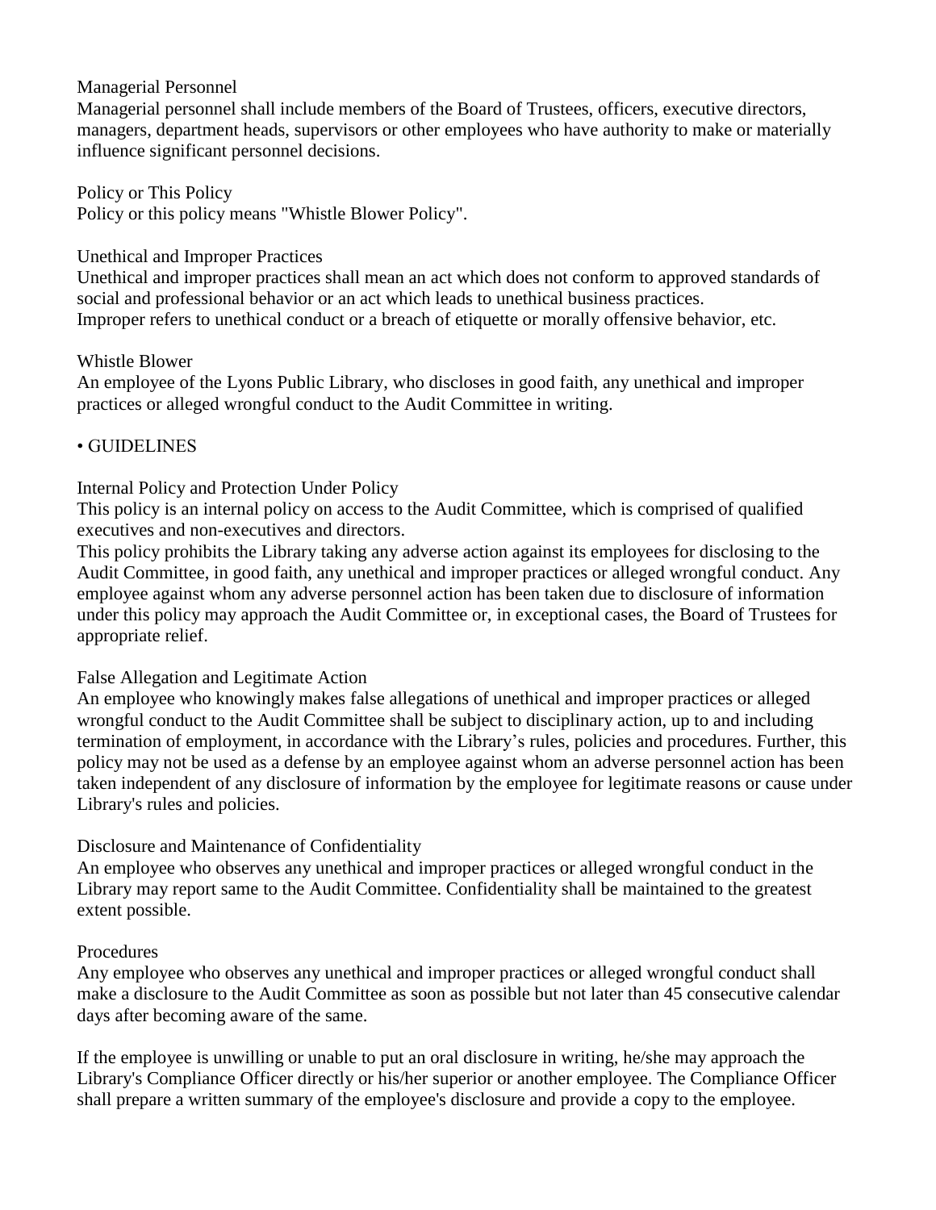### Managerial Personnel

Managerial personnel shall include members of the Board of Trustees, officers, executive directors, managers, department heads, supervisors or other employees who have authority to make or materially influence significant personnel decisions.

### Policy or This Policy

Policy or this policy means "Whistle Blower Policy".

### Unethical and Improper Practices

Unethical and improper practices shall mean an act which does not conform to approved standards of social and professional behavior or an act which leads to unethical business practices.
Improper refers to unethical conduct or a breach of etiquette or morally offensive behavior, etc.

### Whistle Blower

An employee of the Lyons Public Library, who discloses in good faith, any unethical and improper practices or alleged wrongful conduct to the Audit Committee in writing.

## • GUIDELINES

### Internal Policy and Protection Under Policy

This policy is an internal policy on access to the Audit Committee, which is comprised of qualified executives and non-executives and directors.

This policy prohibits the Library taking any adverse action against its employees for disclosing to the Audit Committee, in good faith, any unethical and improper practices or alleged wrongful conduct. Any employee against whom any adverse personnel action has been taken due to disclosure of information under this policy may approach the Audit Committee or, in exceptional cases, the Board of Trustees for appropriate relief.

### False Allegation and Legitimate Action

An employee who knowingly makes false allegations of unethical and improper practices or alleged wrongful conduct to the Audit Committee shall be subject to disciplinary action, up to and including termination of employment, in accordance with the Library's rules, policies and procedures. Further, this policy may not be used as a defense by an employee against whom an adverse personnel action has been taken independent of any disclosure of information by the employee for legitimate reasons or cause under Library's rules and policies.

### Disclosure and Maintenance of Confidentiality

An employee who observes any unethical and improper practices or alleged wrongful conduct in the Library may report same to the Audit Committee. Confidentiality shall be maintained to the greatest extent possible.

### Procedures

Any employee who observes any unethical and improper practices or alleged wrongful conduct shall make a disclosure to the Audit Committee as soon as possible but not later than 45 consecutive calendar days after becoming aware of the same.

If the employee is unwilling or unable to put an oral disclosure in writing, he/she may approach the Library's Compliance Officer directly or his/her superior or another employee. The Compliance Officer shall prepare a written summary of the employee's disclosure and provide a copy to the employee.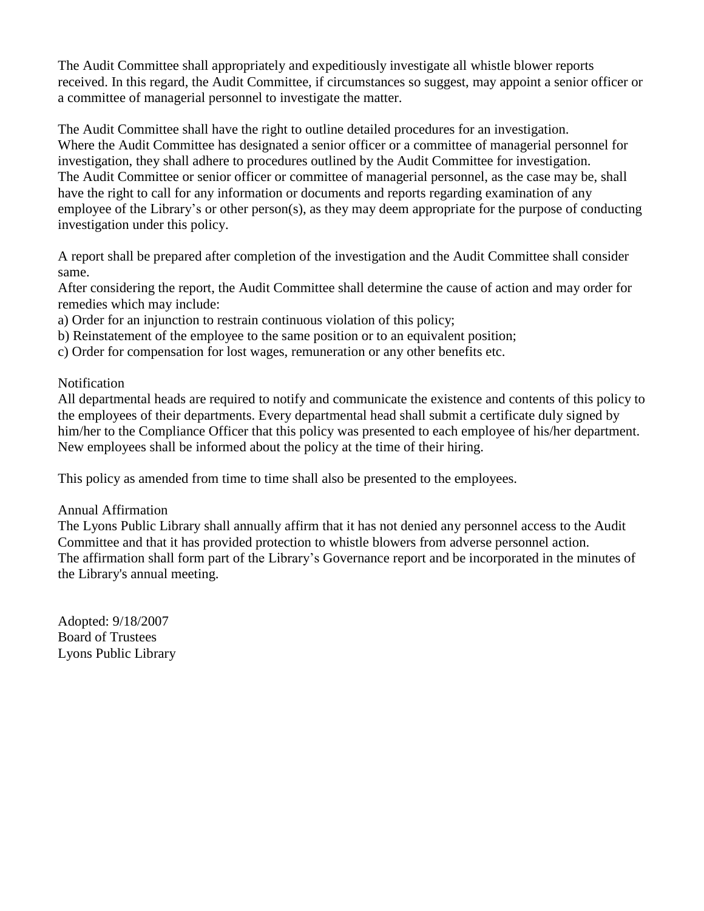The Audit Committee shall appropriately and expeditiously investigate all whistle blower reports received. In this regard, the Audit Committee, if circumstances so suggest, may appoint a senior officer or a committee of managerial personnel to investigate the matter.

The Audit Committee shall have the right to outline detailed procedures for an investigation.
Where the Audit Committee has designated a senior officer or a committee of managerial personnel for investigation, they shall adhere to procedures outlined by the Audit Committee for investigation.
The Audit Committee or senior officer or committee of managerial personnel, as the case may be, shall have the right to call for any information or documents and reports regarding examination of any employee of the Library's or other person(s), as they may deem appropriate for the purpose of conducting investigation under this policy.

A report shall be prepared after completion of the investigation and the Audit Committee shall consider same.
After considering the report, the Audit Committee shall determine the cause of action and may order for remedies which may include:

a) Order for an injunction to restrain continuous violation of this policy;
b) Reinstatement of the employee to the same position or to an equivalent position;
c) Order for compensation for lost wages, remuneration or any other benefits etc.

## Notification

All departmental heads are required to notify and communicate the existence and contents of this policy to the employees of their departments. Every departmental head shall submit a certificate duly signed by him/her to the Compliance Officer that this policy was presented to each employee of his/her department. New employees shall be informed about the policy at the time of their hiring.

This policy as amended from time to time shall also be presented to the employees.

## Annual Affirmation

The Lyons Public Library shall annually affirm that it has not denied any personnel access to the Audit Committee and that it has provided protection to whistle blowers from adverse personnel action.
The affirmation shall form part of the Library's Governance report and be incorporated in the minutes of the Library's annual meeting.

Adopted: 9/18/2007
Board of Trustees
Lyons Public Library